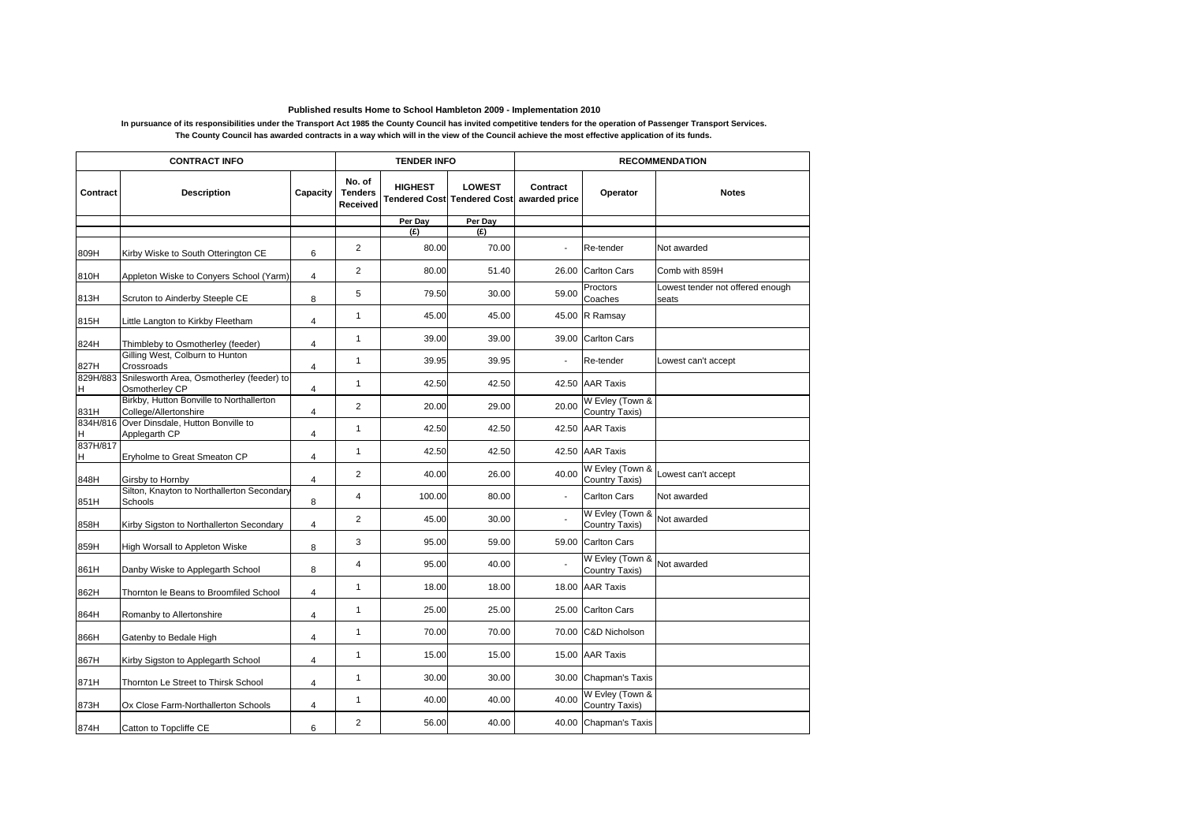**Published results Home to School Hambleton 2009 - Implementation 2010**

**In pursuance of its responsibilities under the Transport Act 1985 the County Council has invited competitive tenders for the operation of Passenger Transport Services.**
**The County Council has awarded contracts in a way which will in the view of the Council achieve the most effective application of its funds.**

| CONTRACT INFO | | | TENDER INFO | | | RECOMMENDATION | | |
|---|---|---|---|---|---|---|---|---|
| Contract | Description | Capacity | No. of Tenders Received | HIGHEST Tendered Cost | LOWEST Tendered Cost | Contract awarded price | Operator | Notes |
| | | | | Per Day (£) | Per Day (£) | | | |
| 809H | Kirby Wiske to South Otterington CE | 6 | 2 | 80.00 | 70.00 | - | Re-tender | Not awarded |
| 810H | Appleton Wiske to Conyers School (Yarm) | 4 | 2 | 80.00 | 51.40 | 26.00 | Carlton Cars | Comb with 859H |
| 813H | Scruton to Ainderby Steeple CE | 8 | 5 | 79.50 | 30.00 | 59.00 | Proctors Coaches | Lowest tender not offered enough seats |
| 815H | Little Langton to Kirkby Fleetham | 4 | 1 | 45.00 | 45.00 | 45.00 | R Ramsay | |
| 824H | Thimbleby to Osmotherley (feeder) | 4 | 1 | 39.00 | 39.00 | 39.00 | Carlton Cars | |
| 827H | Gilling West, Colburn to Hunton Crossroads | 4 | 1 | 39.95 | 39.95 | - | Re-tender | Lowest can't accept |
| 829H/883H | Snilesworth Area, Osmotherley (feeder) to Osmotherley CP | 4 | 1 | 42.50 | 42.50 | 42.50 | AAR Taxis | |
| 831H | Birkby, Hutton Bonville to Northallerton College/Allertonshire | 4 | 2 | 20.00 | 29.00 | 20.00 | W Evley (Town & Country Taxis) | |
| 834H/816H | Over Dinsdale, Hutton Bonville to Applegarth CP | 4 | 1 | 42.50 | 42.50 | 42.50 | AAR Taxis | |
| 837H/817H | Eryholme to Great Smeaton CP | 4 | 1 | 42.50 | 42.50 | 42.50 | AAR Taxis | |
| 848H | Girsby to Hornby | 4 | 2 | 40.00 | 26.00 | 40.00 | W Evley (Town & Country Taxis) | Lowest can't accept |
| 851H | Silton, Knayton to Northallerton Secondary Schools | 8 | 4 | 100.00 | 80.00 | - | Carlton Cars | Not awarded |
| 858H | Kirby Sigston to Northallerton Secondary | 4 | 2 | 45.00 | 30.00 | - | W Evley (Town & Country Taxis) | Not awarded |
| 859H | High Worsall to Appleton Wiske | 8 | 3 | 95.00 | 59.00 | 59.00 | Carlton Cars | |
| 861H | Danby Wiske to Applegarth School | 8 | 4 | 95.00 | 40.00 | - | W Evley (Town & Country Taxis) | Not awarded |
| 862H | Thornton le Beans to Broomfiled School | 4 | 1 | 18.00 | 18.00 | 18.00 | AAR Taxis | |
| 864H | Romanby to Allertonshire | 4 | 1 | 25.00 | 25.00 | 25.00 | Carlton Cars | |
| 866H | Gatenby to Bedale High | 4 | 1 | 70.00 | 70.00 | 70.00 | C&D Nicholson | |
| 867H | Kirby Sigston to Applegarth School | 4 | 1 | 15.00 | 15.00 | 15.00 | AAR Taxis | |
| 871H | Thornton Le Street to Thirsk School | 4 | 1 | 30.00 | 30.00 | 30.00 | Chapman's Taxis | |
| 873H | Ox Close Farm-Northallerton Schools | 4 | 1 | 40.00 | 40.00 | 40.00 | W Evley (Town & Country Taxis) | |
| 874H | Catton to Topcliffe CE | 6 | 2 | 56.00 | 40.00 | 40.00 | Chapman's Taxis | |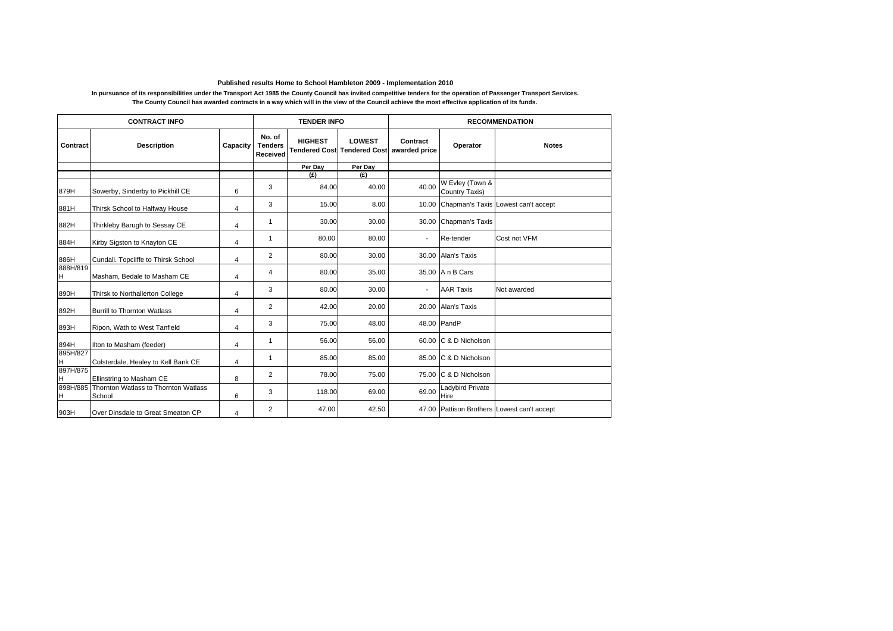**Published results Home to School Hambleton 2009 - Implementation 2010**

**In pursuance of its responsibilities under the Transport Act 1985 the County Council has invited competitive tenders for the operation of Passenger Transport Services.**
**The County Council has awarded contracts in a way which will in the view of the Council achieve the most effective application of its funds.**

| CONTRACT INFO | | | TENDER INFO | | | RECOMMENDATION | | |
|---|---|---|---|---|---|---|---|---|
| Contract | Description | Capacity | No. of Tenders Received | HIGHEST Tendered Cost | LOWEST Tendered Cost | Contract awarded price | Operator | Notes |
| | | | | Per Day (£) | Per Day (£) | | | |
| 879H | Sowerby, Sinderby to Pickhill CE | 6 | 3 | 84.00 | 40.00 | 40.00 | W Evley (Town & Country Taxis) | |
| 881H | Thirsk School to Halfway House | 4 | 3 | 15.00 | 8.00 | 10.00 | Chapman's Taxis | Lowest can't accept |
| 882H | Thirkleby Barugh to Sessay CE | 4 | 1 | 30.00 | 30.00 | 30.00 | Chapman's Taxis | |
| 884H | Kirby Sigston to Knayton CE | 4 | 1 | 80.00 | 80.00 | - | Re-tender | Cost not VFM |
| 886H | Cundall. Topcliffe to Thirsk School | 4 | 2 | 80.00 | 30.00 | 30.00 | Alan's Taxis | |
| 888H/819H | Masham, Bedale to Masham CE | 4 | 4 | 80.00 | 35.00 | 35.00 | A n B Cars | |
| 890H | Thirsk to Northallerton College | 4 | 3 | 80.00 | 30.00 | - | AAR Taxis | Not awarded |
| 892H | Burrill to Thornton Watlass | 4 | 2 | 42.00 | 20.00 | 20.00 | Alan's Taxis | |
| 893H | Ripon, Wath to West Tanfield | 4 | 3 | 75.00 | 48.00 | 48.00 | PandP | |
| 894H | Ilton to Masham (feeder) | 4 | 1 | 56.00 | 56.00 | 60.00 | C & D Nicholson | |
| 895H/827H | Colsterdale, Healey to Kell Bank CE | 4 | 1 | 85.00 | 85.00 | 85.00 | C & D Nicholson | |
| 897H/875H | Ellinstring to Masham CE | 8 | 2 | 78.00 | 75.00 | 75.00 | C & D Nicholson | |
| 898H/885H | Thornton Watlass to Thornton Watlass School | 6 | 3 | 118.00 | 69.00 | 69.00 | Ladybird Private Hire | |
| 903H | Over Dinsdale to Great Smeaton CP | 4 | 2 | 47.00 | 42.50 | 47.00 | Pattison Brothers | Lowest can't accept |